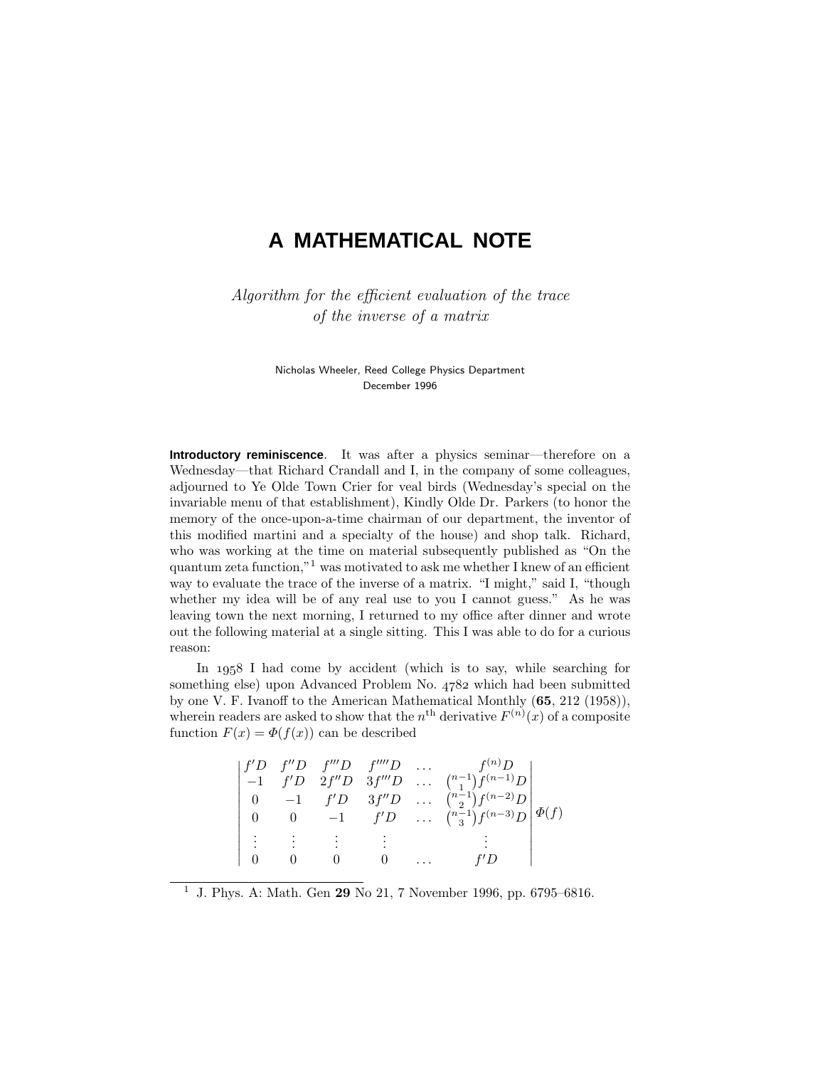# A MATHEMATICAL NOTE

*Algorithm for the efficient evaluation of the trace of the inverse of a matrix*

Nicholas Wheeler, Reed College Physics Department
December 1996

**Introductory reminiscence**. It was after a physics seminar—therefore on a Wednesday—that Richard Crandall and I, in the company of some colleagues, adjourned to Ye Olde Town Crier for veal birds (Wednesday's special on the invariable menu of that establishment), Kindly Olde Dr. Parkers (to honor the memory of the once-upon-a-time chairman of our department, the inventor of this modified martini and a specialty of the house) and shop talk. Richard, who was working at the time on material subsequently published as "On the quantum zeta function,"[1] was motivated to ask me whether I knew of an efficient way to evaluate the trace of the inverse of a matrix. "I might," said I, "though whether my idea will be of any real use to you I cannot guess." As he was leaving town the next morning, I returned to my office after dinner and wrote out the following material at a single sitting. This I was able to do for a curious reason:

In 1958 I had come by accident (which is to say, while searching for something else) upon Advanced Problem No. 4782 which had been submitted by one V. F. Ivanoff to the American Mathematical Monthly (**65**, 212 (1958)), wherein readers are asked to show that the $n^{\text{th}}$ derivative $F^{(n)}(x)$ of a composite function $F(x) = \Phi(f(x))$ can be described

$$\begin{vmatrix} f'D & f''D & f'''D & f''''D & \dots & f^{(n)}D \\ -1 & f'D & 2f''D & 3f'''D & \dots & \binom{n-1}{1}f^{(n-1)}D \\ 0 & -1 & f'D & 3f''D & \dots & \binom{n-1}{2}f^{(n-2)}D \\ 0 & 0 & -1 & f'D & \dots & \binom{n-1}{3}f^{(n-3)}D \\ \vdots & \vdots & \vdots & \vdots & & \vdots \\ 0 & 0 & 0 & 0 & \dots & f'D \end{vmatrix} \Phi(f)$$

---

[1] J. Phys. A: Math. Gen **29** No 21, 7 November 1996, pp. 6795–6816.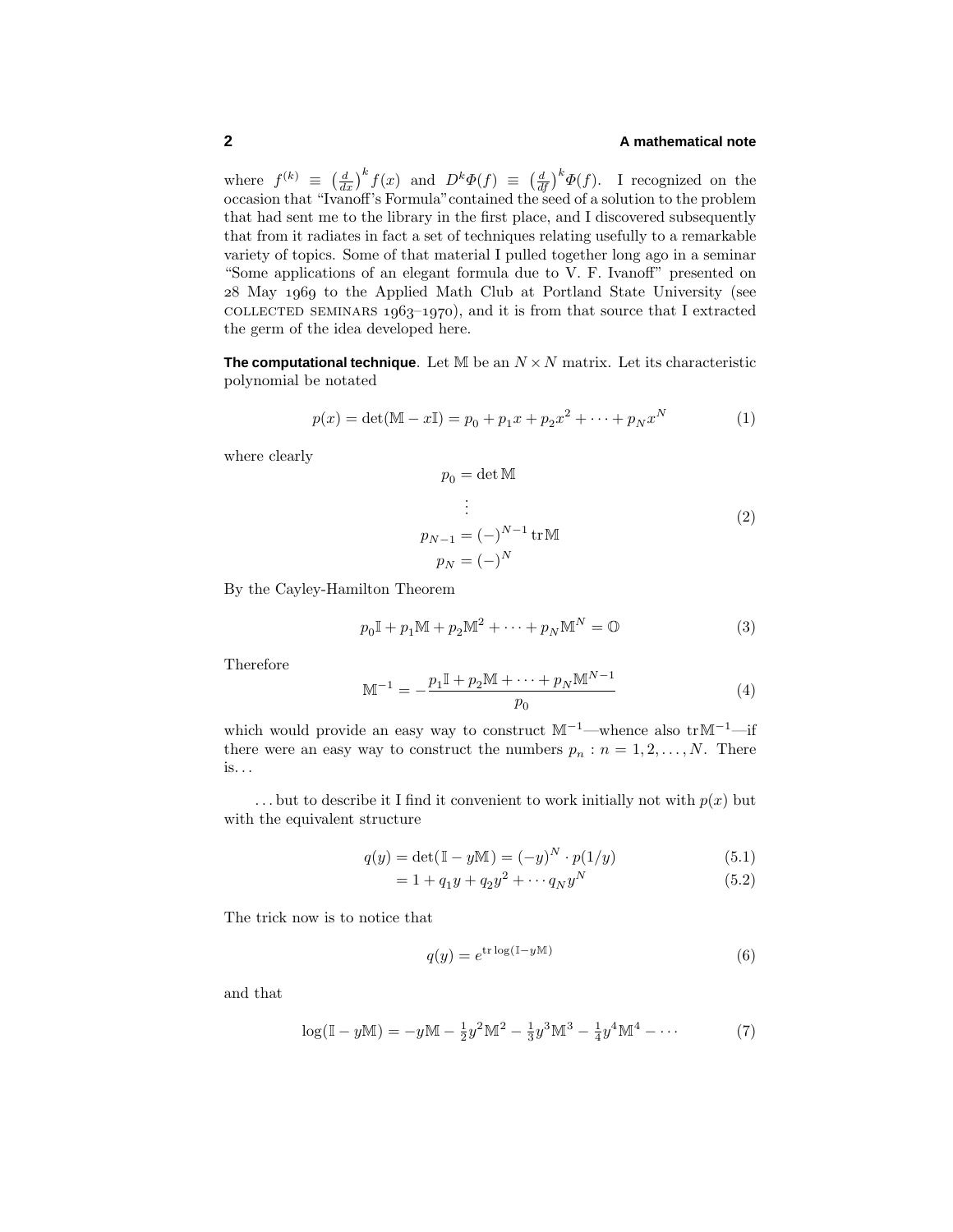where $f^{(k)} \equiv \left(\frac{d}{dx}\right)^k f(x)$ and $D^k\Phi(f) \equiv \left(\frac{d}{df}\right)^k \Phi(f)$. I recognized on the occasion that "Ivanoff's Formula" contained the seed of a solution to the problem that had sent me to the library in the first place, and I discovered subsequently that from it radiates in fact a set of techniques relating usefully to a remarkable variety of topics. Some of that material I pulled together long ago in a seminar "Some applications of an elegant formula due to V. F. Ivanoff" presented on 28 May 1969 to the Applied Math Club at Portland State University (see COLLECTED SEMINARS 1963–1970), and it is from that source that I extracted the germ of the idea developed here.

**The computational technique**. Let $\mathbb{M}$ be an $N \times N$ matrix. Let its characteristic polynomial be notated

$$p(x) = \det(\mathbb{M} - x\mathbb{I}) = p_0 + p_1 x + p_2 x^2 + \cdots + p_N x^N \tag{1}$$

where clearly

$$\begin{aligned} p_0 &= \det \mathbb{M} \\ &\vdots \\ p_{N-1} &= (-)^{N-1} \operatorname{tr} \mathbb{M} \\ p_N &= (-)^N \end{aligned} \tag{2}$$

By the Cayley-Hamilton Theorem

$$p_0 \mathbb{I} + p_1 \mathbb{M} + p_2 \mathbb{M}^2 + \cdots + p_N \mathbb{M}^N = \mathbb{O} \tag{3}$$

Therefore

$$\mathbb{M}^{-1} = -\frac{p_1 \mathbb{I} + p_2 \mathbb{M} + \cdots + p_N \mathbb{M}^{N-1}}{p_0} \tag{4}$$

which would provide an easy way to construct $\mathbb{M}^{-1}$—whence also $\operatorname{tr}\mathbb{M}^{-1}$—if there were an easy way to construct the numbers $p_n : n = 1, 2, \ldots, N$. There is. . .

. . . but to describe it I find it convenient to work initially not with $p(x)$ but with the equivalent structure

$$q(y) = \det(\mathbb{I} - y\mathbb{M}) = (-y)^N \cdot p(1/y) \tag{5.1}$$

$$= 1 + q_1 y + q_2 y^2 + \cdots q_N y^N \tag{5.2}$$

The trick now is to notice that

$$q(y) = e^{\operatorname{tr} \log(\mathbb{I} - y\mathbb{M})} \tag{6}$$

and that

$$\log(\mathbb{I} - y\mathbb{M}) = -y\mathbb{M} - \tfrac{1}{2}y^2\mathbb{M}^2 - \tfrac{1}{3}y^3\mathbb{M}^3 - \tfrac{1}{4}y^4\mathbb{M}^4 - \cdots \tag{7}$$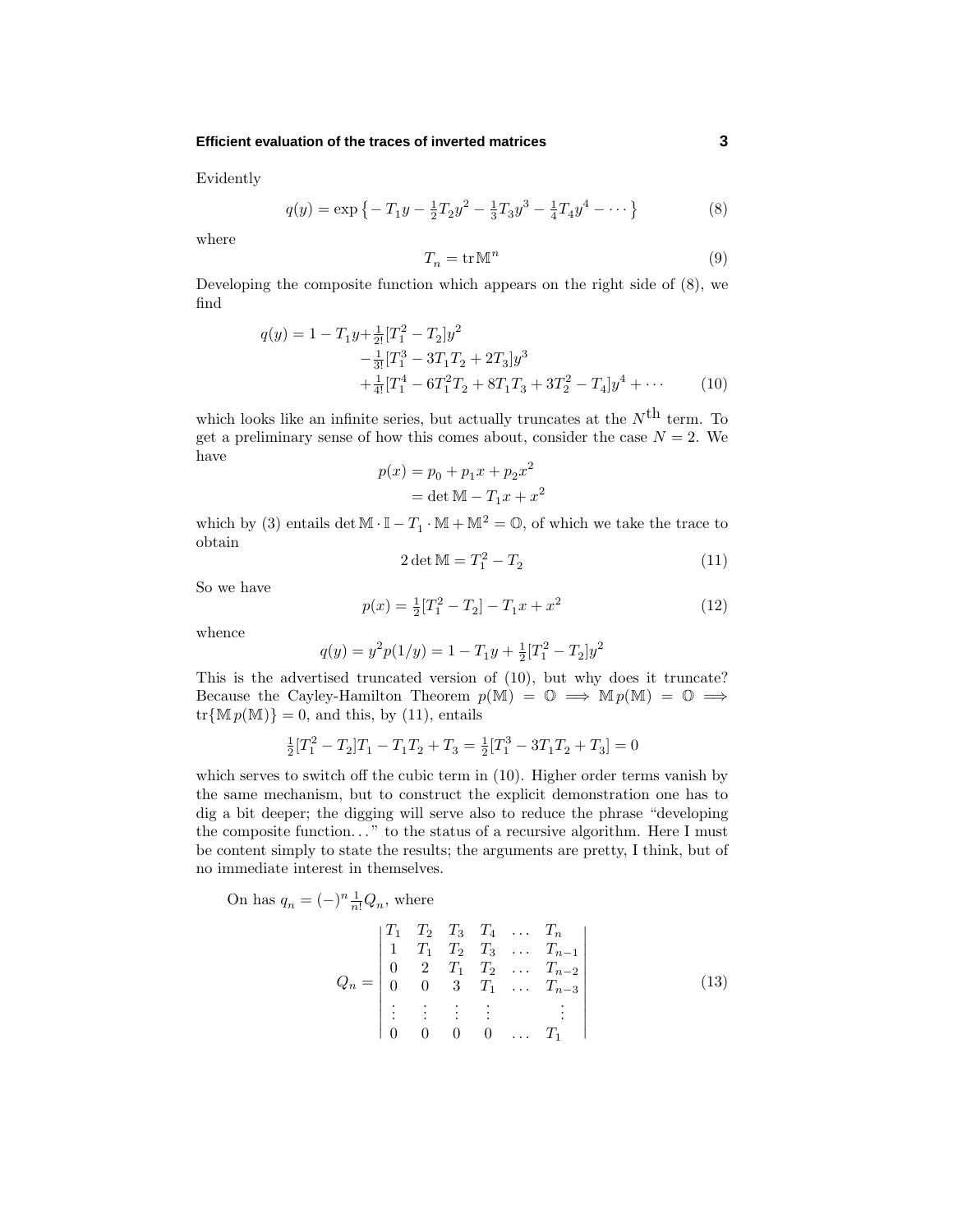Evidently

$$q(y) = \exp\left\{ - T_1 y - \tfrac{1}{2}T_2 y^2 - \tfrac{1}{3}T_3 y^3 - \tfrac{1}{4}T_4 y^4 - \cdots \right\} \tag{8}$$

where

$$T_n = \operatorname{tr} \mathbb{M}^n \tag{9}$$

Developing the composite function which appears on the right side of (8), we find

$$\begin{aligned} q(y) = 1 - T_1 y &+ \tfrac{1}{2!}[T_1^2 - T_2]y^2 \\ &- \tfrac{1}{3!}[T_1^3 - 3T_1T_2 + 2T_3]y^3 \\ &+ \tfrac{1}{4!}[T_1^4 - 6T_1^2T_2 + 8T_1T_3 + 3T_2^2 - T_4]y^4 + \cdots \end{aligned} \tag{10}$$

which looks like an infinite series, but actually truncates at the $N^{\text{th}}$ term. To get a preliminary sense of how this comes about, consider the case $N = 2$. We have

$$\begin{aligned} p(x) &= p_0 + p_1 x + p_2 x^2 \\ &= \det \mathbb{M} - T_1 x + x^2 \end{aligned}$$

which by (3) entails $\det \mathbb{M} \cdot \mathbb{I} - T_1 \cdot \mathbb{M} + \mathbb{M}^2 = \mathbb{O}$, of which we take the trace to obtain

$$2 \det \mathbb{M} = T_1^2 - T_2 \tag{11}$$

So we have

$$p(x) = \tfrac{1}{2}[T_1^2 - T_2] - T_1 x + x^2 \tag{12}$$

whence

$$q(y) = y^2 p(1/y) = 1 - T_1 y + \tfrac{1}{2}[T_1^2 - T_2]y^2$$

This is the advertised truncated version of (10), but why does it truncate? Because the Cayley-Hamilton Theorem $p(\mathbb{M}) = \mathbb{O} \implies \mathbb{M}\, p(\mathbb{M}) = \mathbb{O} \implies \operatorname{tr}\{\mathbb{M}\, p(\mathbb{M})\} = 0$, and this, by (11), entails

$$\tfrac{1}{2}[T_1^2 - T_2]T_1 - T_1 T_2 + T_3 = \tfrac{1}{2}[T_1^3 - 3T_1T_2 + T_3] = 0$$

which serves to switch off the cubic term in (10). Higher order terms vanish by the same mechanism, but to construct the explicit demonstration one has to dig a bit deeper; the digging will serve also to reduce the phrase "developing the composite function..." to the status of a recursive algorithm. Here I must be content simply to state the results; the arguments are pretty, I think, but of no immediate interest in themselves.

On has $q_n = (-)^n \frac{1}{n!} Q_n$, where

$$Q_n = \begin{vmatrix} T_1 & T_2 & T_3 & T_4 & \dots & T_n \\ 1 & T_1 & T_2 & T_3 & \dots & T_{n-1} \\ 0 & 2 & T_1 & T_2 & \dots & T_{n-2} \\ 0 & 0 & 3 & T_1 & \dots & T_{n-3} \\ \vdots & \vdots & \vdots & \vdots & & \vdots \\ 0 & 0 & 0 & 0 & \dots & T_1 \end{vmatrix} \tag{13}$$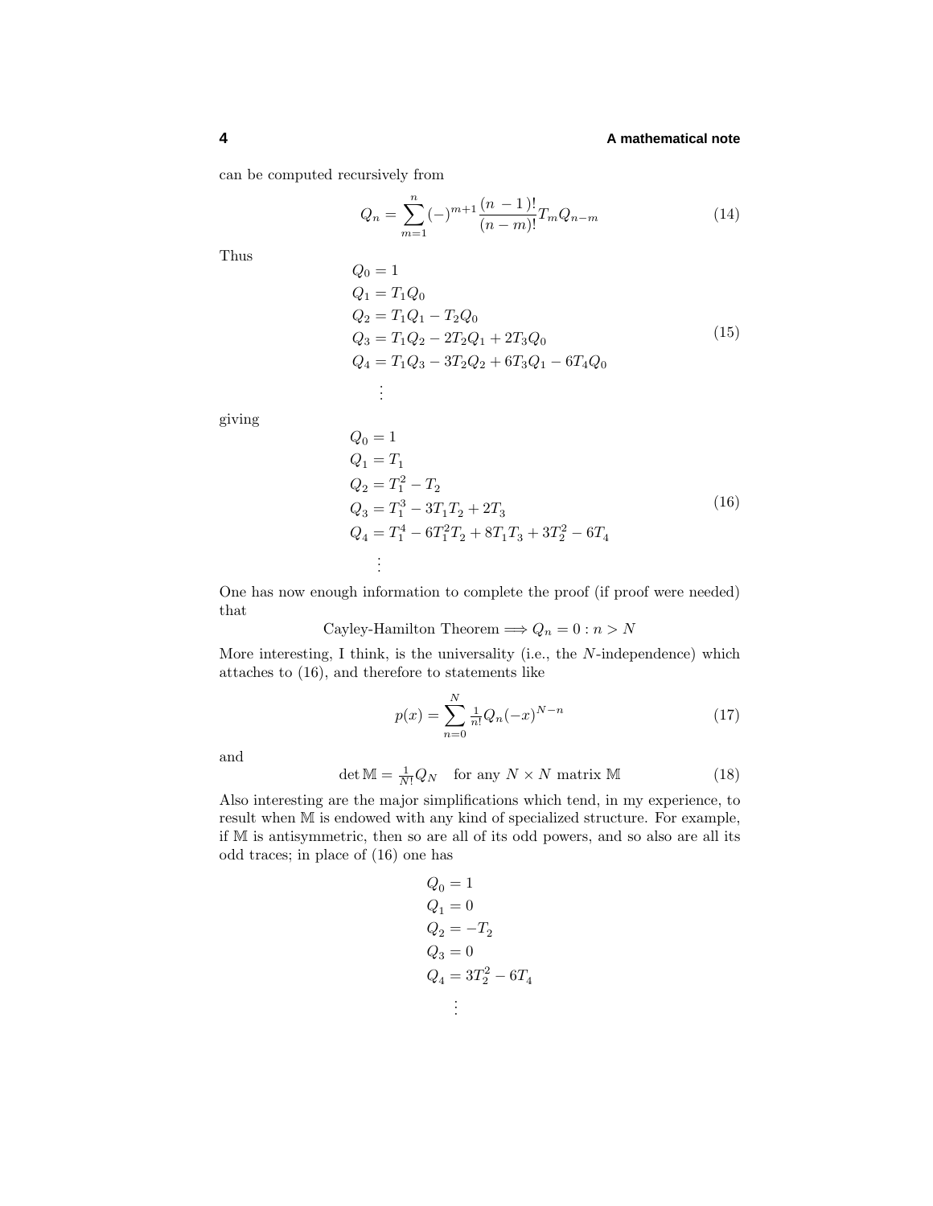can be computed recursively from

$$Q_n = \sum_{m=1}^{n} (-)^{m+1} \frac{(n-1)!}{(n-m)!} T_m Q_{n-m} \tag{14}$$

Thus

$$\begin{aligned}
Q_0 &= 1 \\
Q_1 &= T_1 Q_0 \\
Q_2 &= T_1 Q_1 - T_2 Q_0 \\
Q_3 &= T_1 Q_2 - 2T_2 Q_1 + 2T_3 Q_0 \\
Q_4 &= T_1 Q_3 - 3T_2 Q_2 + 6T_3 Q_1 - 6T_4 Q_0 \\
&\ \vdots
\end{aligned} \tag{15}$$

giving

$$\begin{aligned}
Q_0 &= 1 \\
Q_1 &= T_1 \\
Q_2 &= T_1^2 - T_2 \\
Q_3 &= T_1^3 - 3T_1 T_2 + 2T_3 \\
Q_4 &= T_1^4 - 6T_1^2 T_2 + 8T_1 T_3 + 3T_2^2 - 6T_4 \\
&\ \vdots
\end{aligned} \tag{16}$$

One has now enough information to complete the proof (if proof were needed) that

$$\text{Cayley-Hamilton Theorem} \Longrightarrow Q_n = 0 : n > N$$

More interesting, I think, is the universality (i.e., the $N$-independence) which attaches to (16), and therefore to statements like

$$p(x) = \sum_{n=0}^{N} \tfrac{1}{n!} Q_n (-x)^{N-n} \tag{17}$$

and

$$\det \mathbb{M} = \tfrac{1}{N!} Q_N \quad \text{for any } N \times N \text{ matrix } \mathbb{M} \tag{18}$$

Also interesting are the major simplifications which tend, in my experience, to result when $\mathbb{M}$ is endowed with any kind of specialized structure. For example, if $\mathbb{M}$ is antisymmetric, then so are all of its odd powers, and so also are all its odd traces; in place of (16) one has

$$\begin{aligned}
Q_0 &= 1 \\
Q_1 &= 0 \\
Q_2 &= -T_2 \\
Q_3 &= 0 \\
Q_4 &= 3T_2^2 - 6T_4 \\
&\ \vdots
\end{aligned}$$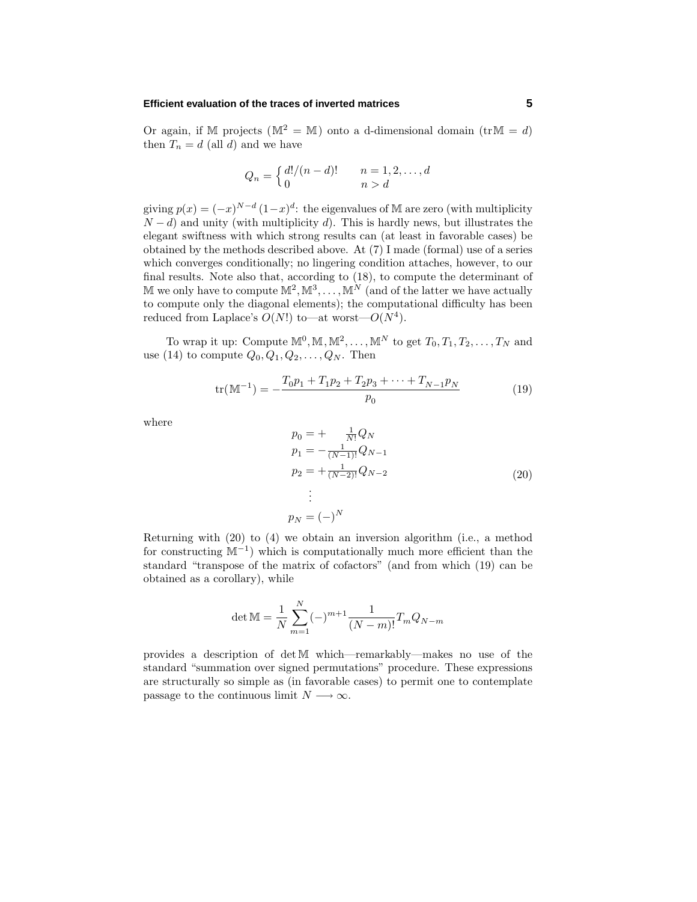Or again, if $\mathbb{M}$ projects ($\mathbb{M}^2 = \mathbb{M}$) onto a d-dimensional domain ($\text{tr}\,\mathbb{M} = d$) then $T_n = d$ (all $d$) and we have

$$Q_n = \begin{cases} d!/(n-d)! & n = 1, 2, \ldots, d \\ 0 & n > d \end{cases}$$

giving $p(x) = (-x)^{N-d}\,(1-x)^d$: the eigenvalues of $\mathbb{M}$ are zero (with multiplicity $N-d$) and unity (with multiplicity $d$). This is hardly news, but illustrates the elegant swiftness with which strong results can (at least in favorable cases) be obtained by the methods described above. At (7) I made (formal) use of a series which converges conditionally; no lingering condition attaches, however, to our final results. Note also that, according to (18), to compute the determinant of $\mathbb{M}$ we only have to compute $\mathbb{M}^2, \mathbb{M}^3, \ldots, \mathbb{M}^N$ (and of the latter we have actually to compute only the diagonal elements); the computational difficulty has been reduced from Laplace's $O(N!)$ to—at worst—$O(N^4)$.

To wrap it up: Compute $\mathbb{M}^0, \mathbb{M}, \mathbb{M}^2, \ldots, \mathbb{M}^N$ to get $T_0, T_1, T_2, \ldots, T_N$ and use (14) to compute $Q_0, Q_1, Q_2, \ldots, Q_N$. Then

$$\text{tr}(\mathbb{M}^{-1}) = -\frac{T_0 p_1 + T_1 p_2 + T_2 p_3 + \cdots + T_{N-1} p_N}{p_0} \tag{19}$$

where

$$\begin{aligned} p_0 &= + \quad \tfrac{1}{N!} Q_N \\ p_1 &= -\tfrac{1}{(N-1)!} Q_{N-1} \\ p_2 &= +\tfrac{1}{(N-2)!} Q_{N-2} \\ &\ \vdots \\ p_N &= (-)^N \end{aligned} \tag{20}$$

Returning with (20) to (4) we obtain an inversion algorithm (i.e., a method for constructing $\mathbb{M}^{-1}$) which is computationally much more efficient than the standard "transpose of the matrix of cofactors" (and from which (19) can be obtained as a corollary), while

$$\det \mathbb{M} = \frac{1}{N} \sum_{m=1}^{N} (-)^{m+1} \frac{1}{(N-m)!} T_m Q_{N-m}$$

provides a description of $\det \mathbb{M}$ which—remarkably—makes no use of the standard "summation over signed permutations" procedure. These expressions are structurally so simple as (in favorable cases) to permit one to contemplate passage to the continuous limit $N \longrightarrow \infty$.